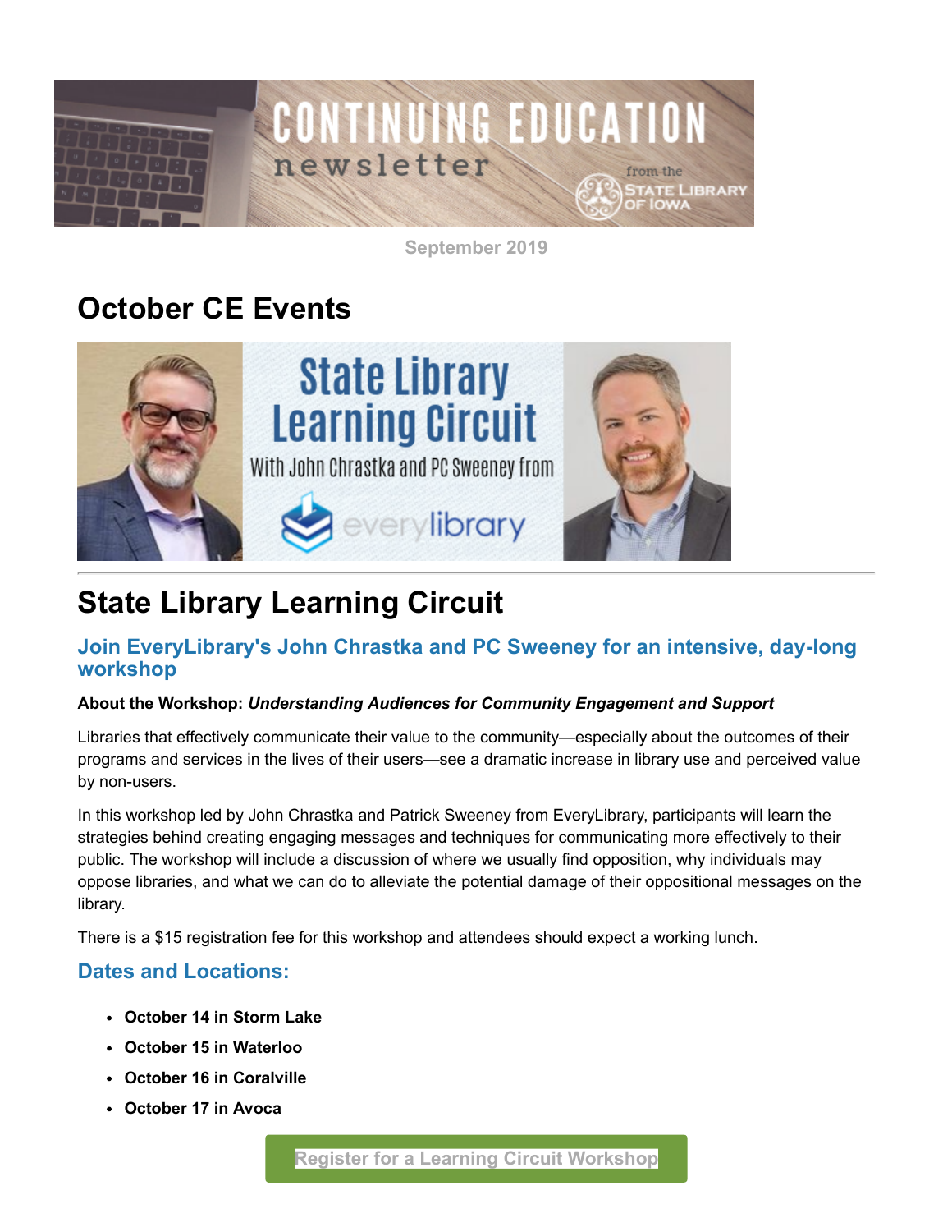September 2019

# October CE Events

## State Library Learning Circuit

### Join EveryLibrary's John Chrastka and PC Sweeney for an intensive, day-long workshop

**About the Workshop:** ***Understanding Audiences for Community Engagement and Support***

Libraries that effectively communicate their value to the community—especially about the outcomes of their programs and services in the lives of their users—see a dramatic increase in library use and perceived value by non-users.

In this workshop led by John Chrastka and Patrick Sweeney from EveryLibrary, participants will learn the strategies behind creating engaging messages and techniques for communicating more effectively to their public. The workshop will include a discussion of where we usually find opposition, why individuals may oppose libraries, and what we can do to alleviate the potential damage of their oppositional messages on the library.

There is a $15 registration fee for this workshop and attendees should expect a working lunch.

### Dates and Locations:

- **October 14 in Storm Lake**
- **October 15 in Waterloo**
- **October 16 in Coralville**
- **October 17 in Avoca**

Register for a Learning Circuit Workshop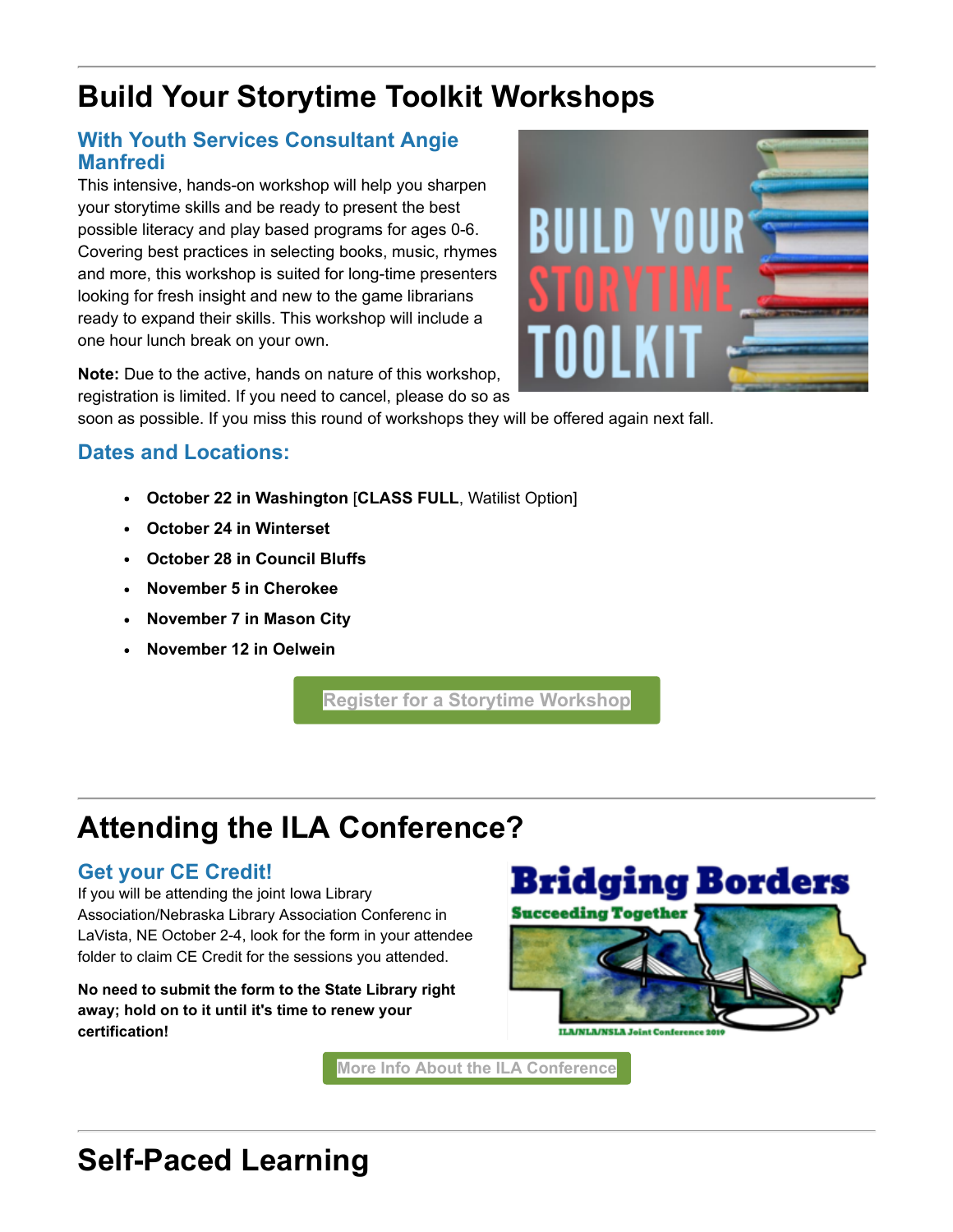# Build Your Storytime Toolkit Workshops

## With Youth Services Consultant Angie Manfredi

This intensive, hands-on workshop will help you sharpen your storytime skills and be ready to present the best possible literacy and play based programs for ages 0-6. Covering best practices in selecting books, music, rhymes and more, this workshop is suited for long-time presenters looking for fresh insight and new to the game librarians ready to expand their skills. This workshop will include a one hour lunch break on your own.

**Note:** Due to the active, hands on nature of this workshop, registration is limited. If you need to cancel, please do so as soon as possible. If you miss this round of workshops they will be offered again next fall.

## Dates and Locations:

- **October 22 in Washington** [**CLASS FULL**, Watilist Option]
- **October 24 in Winterset**
- **October 28 in Council Bluffs**
- **November 5 in Cherokee**
- **November 7 in Mason City**
- **November 12 in Oelwein**

Register for a Storytime Workshop

# Attending the ILA Conference?

## Get your CE Credit!

If you will be attending the joint Iowa Library Association/Nebraska Library Association Conferenc in LaVista, NE October 2-4, look for the form in your attendee folder to claim CE Credit for the sessions you attended.

**No need to submit the form to the State Library right away; hold on to it until it's time to renew your certification!**

More Info About the ILA Conference

# Self-Paced Learning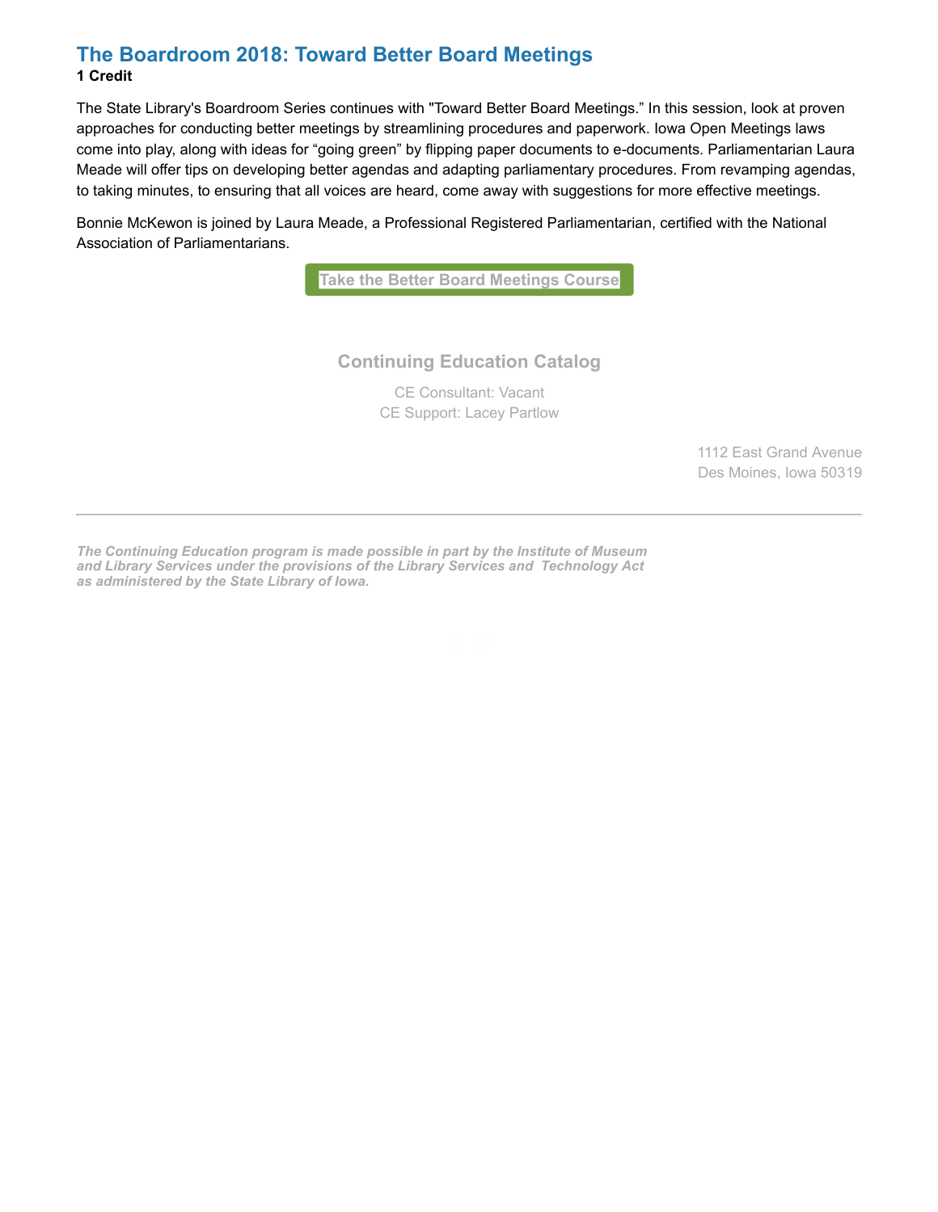## The Boardroom 2018: Toward Better Board Meetings

**1 Credit**

The State Library's Boardroom Series continues with "Toward Better Board Meetings." In this session, look at proven approaches for conducting better meetings by streamlining procedures and paperwork. Iowa Open Meetings laws come into play, along with ideas for "going green" by flipping paper documents to e-documents. Parliamentarian Laura Meade will offer tips on developing better agendas and adapting parliamentary procedures. From revamping agendas, to taking minutes, to ensuring that all voices are heard, come away with suggestions for more effective meetings.

Bonnie McKewon is joined by Laura Meade, a Professional Registered Parliamentarian, certified with the National Association of Parliamentarians.

Take the Better Board Meetings Course

### Continuing Education Catalog

CE Consultant: Vacant
CE Support: Lacey Partlow

1112 East Grand Avenue
Des Moines, Iowa 50319

---

***The Continuing Education program is made possible in part by the Institute of Museum and Library Services under the provisions of the Library Services and Technology Act as administered by the State Library of Iowa.***